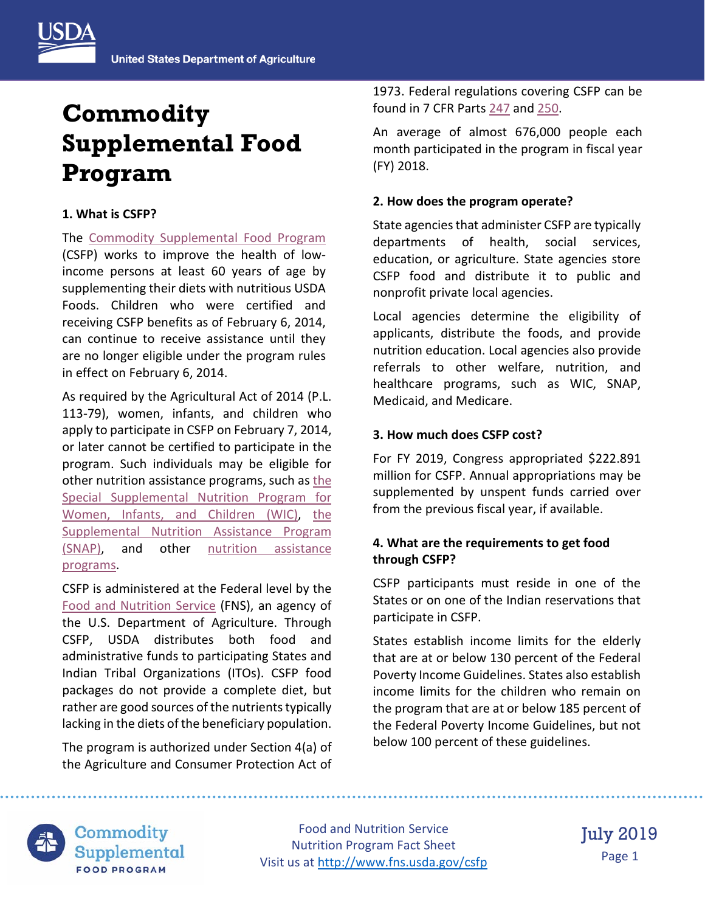# Commodity Supplemental Food Program

### 1. What is CSFP?

The Commodity Supplemental Food Program (CSFP) works to improve the health of low-income persons at least 60 years of age by supplementing their diets with nutritious USDA Foods. Children who were certified and receiving CSFP benefits as of February 6, 2014, can continue to receive assistance until they are no longer eligible under the program rules in effect on February 6, 2014.

As required by the Agricultural Act of 2014 (P.L. 113-79), women, infants, and children who apply to participate in CSFP on February 7, 2014, or later cannot be certified to participate in the program. Such individuals may be eligible for other nutrition assistance programs, such as the Special Supplemental Nutrition Program for Women, Infants, and Children (WIC), the Supplemental Nutrition Assistance Program (SNAP), and other nutrition assistance programs.

CSFP is administered at the Federal level by the Food and Nutrition Service (FNS), an agency of the U.S. Department of Agriculture. Through CSFP, USDA distributes both food and administrative funds to participating States and Indian Tribal Organizations (ITOs). CSFP food packages do not provide a complete diet, but rather are good sources of the nutrients typically lacking in the diets of the beneficiary population.

The program is authorized under Section 4(a) of the Agriculture and Consumer Protection Act of 1973. Federal regulations covering CSFP can be found in 7 CFR Parts 247 and 250.

An average of almost 676,000 people each month participated in the program in fiscal year (FY) 2018.

### 2. How does the program operate?

State agencies that administer CSFP are typically departments of health, social services, education, or agriculture. State agencies store CSFP food and distribute it to public and nonprofit private local agencies.

Local agencies determine the eligibility of applicants, distribute the foods, and provide nutrition education. Local agencies also provide referrals to other welfare, nutrition, and healthcare programs, such as WIC, SNAP, Medicaid, and Medicare.

### 3. How much does CSFP cost?

For FY 2019, Congress appropriated $222.891 million for CSFP. Annual appropriations may be supplemented by unspent funds carried over from the previous fiscal year, if available.

### 4. What are the requirements to get food through CSFP?

CSFP participants must reside in one of the States or on one of the Indian reservations that participate in CSFP.

States establish income limits for the elderly that are at or below 130 percent of the Federal Poverty Income Guidelines. States also establish income limits for the children who remain on the program that are at or below 185 percent of the Federal Poverty Income Guidelines, but not below 100 percent of these guidelines.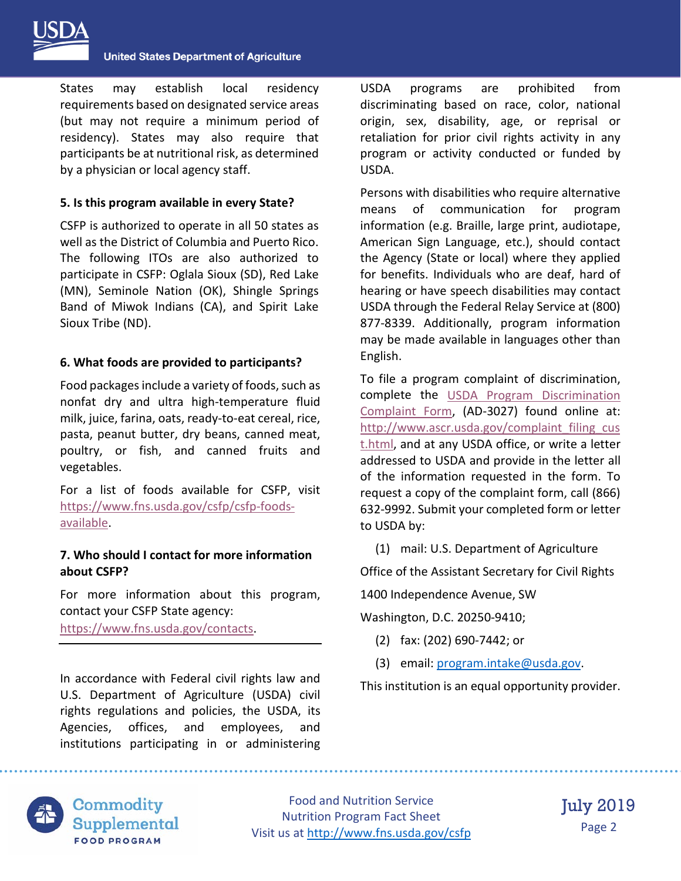States may establish local residency requirements based on designated service areas (but may not require a minimum period of residency). States may also require that participants be at nutritional risk, as determined by a physician or local agency staff.

**5. Is this program available in every State?**

CSFP is authorized to operate in all 50 states as well as the District of Columbia and Puerto Rico. The following ITOs are also authorized to participate in CSFP: Oglala Sioux (SD), Red Lake (MN), Seminole Nation (OK), Shingle Springs Band of Miwok Indians (CA), and Spirit Lake Sioux Tribe (ND).

**6. What foods are provided to participants?**

Food packages include a variety of foods, such as nonfat dry and ultra high-temperature fluid milk, juice, farina, oats, ready-to-eat cereal, rice, pasta, peanut butter, dry beans, canned meat, poultry, or fish, and canned fruits and vegetables.

For a list of foods available for CSFP, visit https://www.fns.usda.gov/csfp/csfp-foods-available.

**7. Who should I contact for more information about CSFP?**

For more information about this program, contact your CSFP State agency: https://www.fns.usda.gov/contacts.

---

In accordance with Federal civil rights law and U.S. Department of Agriculture (USDA) civil rights regulations and policies, the USDA, its Agencies, offices, and employees, and institutions participating in or administering USDA programs are prohibited from discriminating based on race, color, national origin, sex, disability, age, or reprisal or retaliation for prior civil rights activity in any program or activity conducted or funded by USDA.

Persons with disabilities who require alternative means of communication for program information (e.g. Braille, large print, audiotape, American Sign Language, etc.), should contact the Agency (State or local) where they applied for benefits. Individuals who are deaf, hard of hearing or have speech disabilities may contact USDA through the Federal Relay Service at (800) 877-8339. Additionally, program information may be made available in languages other than English.

To file a program complaint of discrimination, complete the USDA Program Discrimination Complaint Form, (AD-3027) found online at: http://www.ascr.usda.gov/complaint_filing_cust.html, and at any USDA office, or write a letter addressed to USDA and provide in the letter all of the information requested in the form. To request a copy of the complaint form, call (866) 632-9992. Submit your completed form or letter to USDA by:

(1) mail: U.S. Department of Agriculture

Office of the Assistant Secretary for Civil Rights

1400 Independence Avenue, SW

Washington, D.C. 20250-9410;

(2) fax: (202) 690-7442; or

(3) email: program.intake@usda.gov.

This institution is an equal opportunity provider.